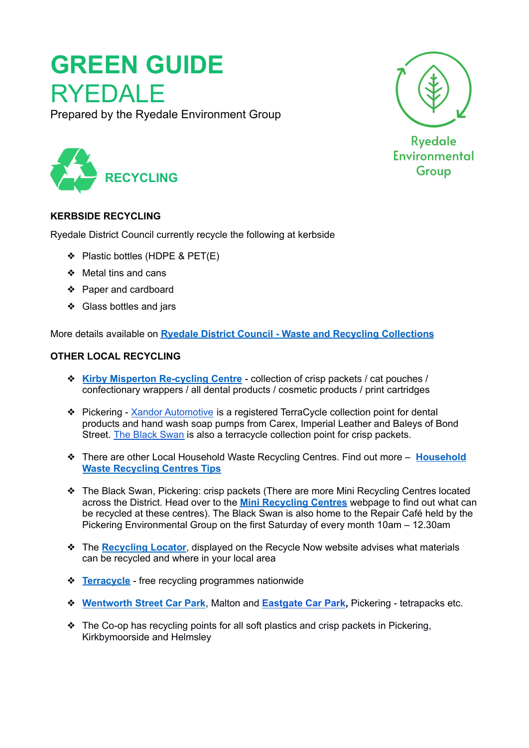# GREEN GUIDE RYEDALE

Prepared by the Ryedale Environment Group

Ryedale Environmental Group

## RECYCLING

### KERBSIDE RECYCLING

Ryedale District Council currently recycle the following at kerbside

- Plastic bottles (HDPE & PET(E)
- Metal tins and cans
- Paper and cardboard
- Glass bottles and jars

More details available on **Ryedale District Council - Waste and Recycling Collections**

### OTHER LOCAL RECYCLING

- **Kirby Misperton Re-cycling Centre** - collection of crisp packets / cat pouches / confectionary wrappers / all dental products / cosmetic products / print cartridges
- Pickering - Xandor Automotive is a registered TerraCycle collection point for dental products and hand wash soap pumps from Carex, Imperial Leather and Baleys of Bond Street. The Black Swan is also a terracycle collection point for crisp packets.
- There are other Local Household Waste Recycling Centres. Find out more – **Household Waste Recycling Centres Tips**
- The Black Swan, Pickering: crisp packets (There are more Mini Recycling Centres located across the District. Head over to the **Mini Recycling Centres** webpage to find out what can be recycled at these centres). The Black Swan is also home to the Repair Café held by the Pickering Environmental Group on the first Saturday of every month 10am – 12.30am
- The **Recycling Locator**, displayed on the Recycle Now website advises what materials can be recycled and where in your local area
- **Terracycle** - free recycling programmes nationwide
- **Wentworth Street Car Park**, Malton and **Eastgate Car Park**, Pickering - tetrapacks etc.
- The Co-op has recycling points for all soft plastics and crisp packets in Pickering, Kirkbymoorside and Helmsley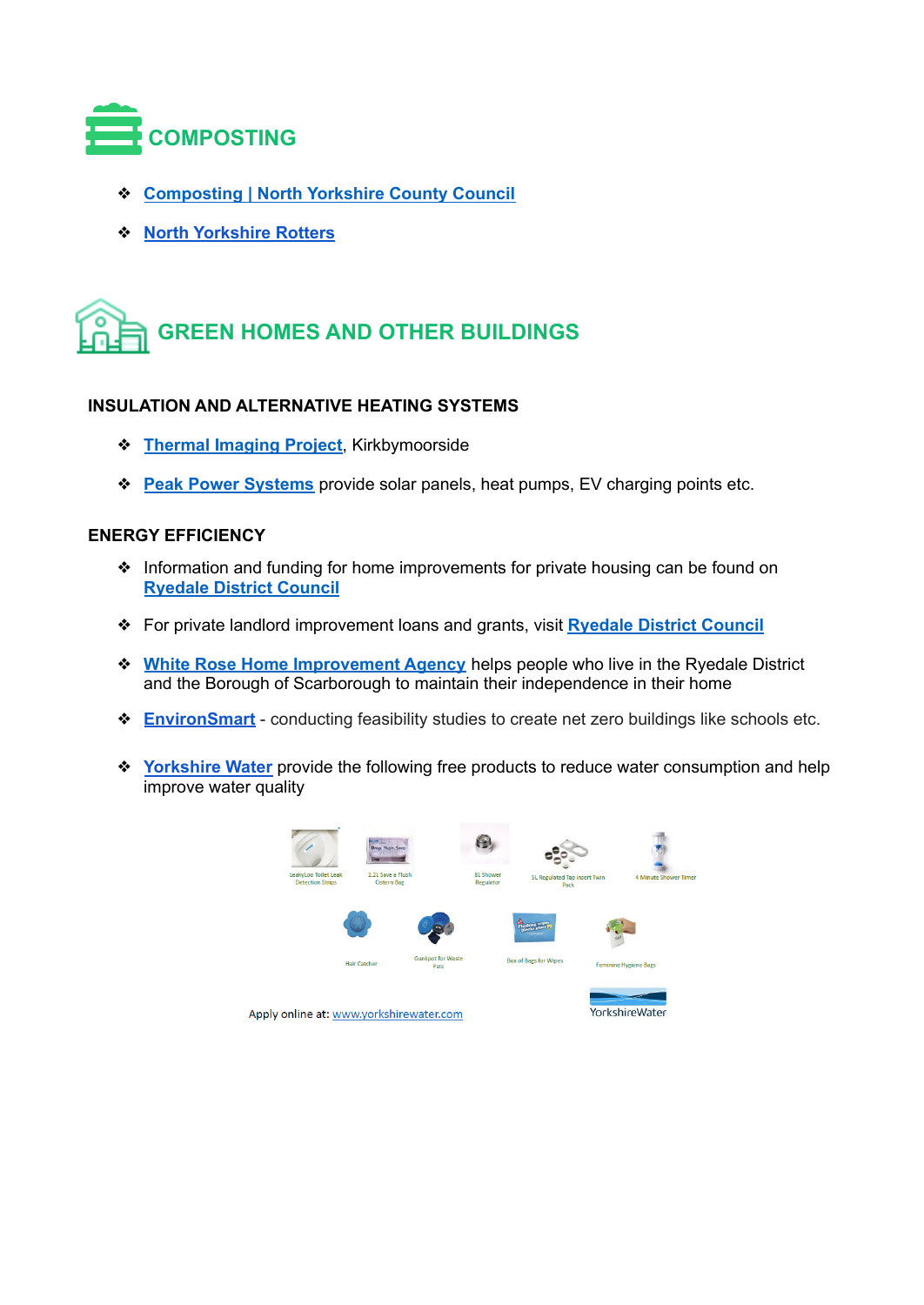## COMPOSTING

- Composting | North Yorkshire County Council
- North Yorkshire Rotters

## GREEN HOMES AND OTHER BUILDINGS

### INSULATION AND ALTERNATIVE HEATING SYSTEMS

- Thermal Imaging Project, Kirkbymoorside
- Peak Power Systems provide solar panels, heat pumps, EV charging points etc.

### ENERGY EFFICIENCY

- Information and funding for home improvements for private housing can be found on Ryedale District Council
- For private landlord improvement loans and grants, visit Ryedale District Council
- White Rose Home Improvement Agency helps people who live in the Ryedale District and the Borough of Scarborough to maintain their independence in their home
- EnvironSmart - conducting feasibility studies to create net zero buildings like schools etc.
- Yorkshire Water provide the following free products to reduce water consumption and help improve water quality

LeakyLoo Toilet Leak Detection Strips | 1.2L Save a Flush Cistern Bag | 8L Shower Regulator | 5L Regulated Tap Insert Twin Pack | 4 Minute Shower Timer

Hair Catcher | Gunkpot for Waste Fats | Box of Bags for Wipes | Feminine Hygiene Bags

Apply online at: www.yorkshirewater.com

YorkshireWater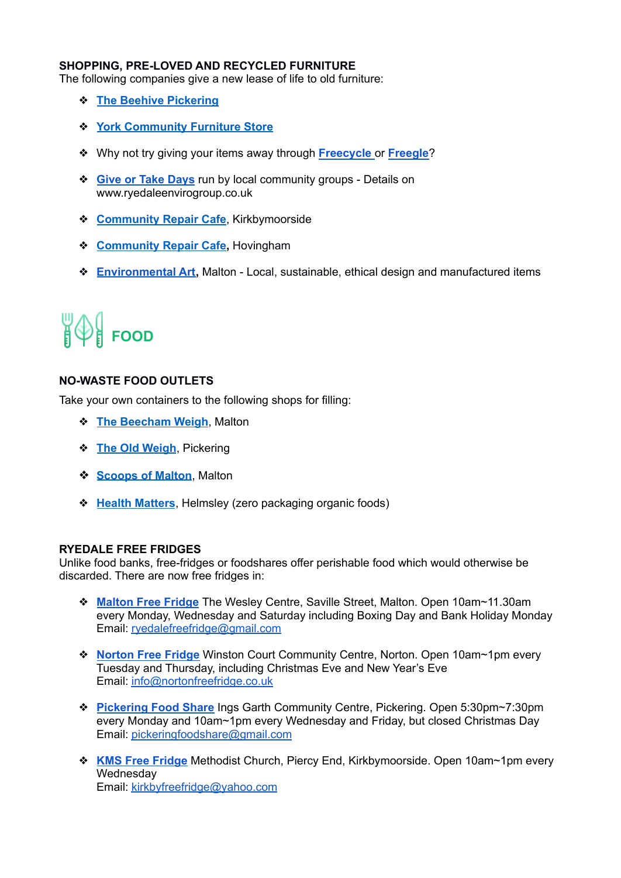**SHOPPING, PRE-LOVED AND RECYCLED FURNITURE**

The following companies give a new lease of life to old furniture:

- **The Beehive Pickering**
- **York Community Furniture Store**
- Why not try giving your items away through **Freecycle** or **Freegle**?
- **Give or Take Days** run by local community groups - Details on www.ryedaleenvirogroup.co.uk
- **Community Repair Cafe**, Kirkbymoorside
- **Community Repair Cafe**, Hovingham
- **Environmental Art**, Malton - Local, sustainable, ethical design and manufactured items

# FOOD

**NO-WASTE FOOD OUTLETS**

Take your own containers to the following shops for filling:

- **The Beecham Weigh**, Malton
- **The Old Weigh**, Pickering
- **Scoops of Malton**, Malton
- **Health Matters**, Helmsley (zero packaging organic foods)

**RYEDALE FREE FRIDGES**

Unlike food banks, free-fridges or foodshares offer perishable food which would otherwise be discarded. There are now free fridges in:

- **Malton Free Fridge** The Wesley Centre, Saville Street, Malton. Open 10am~11.30am every Monday, Wednesday and Saturday including Boxing Day and Bank Holiday Monday
  Email: ryedalefreefridge@gmail.com
- **Norton Free Fridge** Winston Court Community Centre, Norton. Open 10am~1pm every Tuesday and Thursday, including Christmas Eve and New Year's Eve
  Email: info@nortonfreefridge.co.uk
- **Pickering Food Share** Ings Garth Community Centre, Pickering. Open 5:30pm~7:30pm every Monday and 10am~1pm every Wednesday and Friday, but closed Christmas Day
  Email: pickeringfoodshare@gmail.com
- **KMS Free Fridge** Methodist Church, Piercy End, Kirkbymoorside. Open 10am~1pm every Wednesday
  Email: kirkbyfreefridge@yahoo.com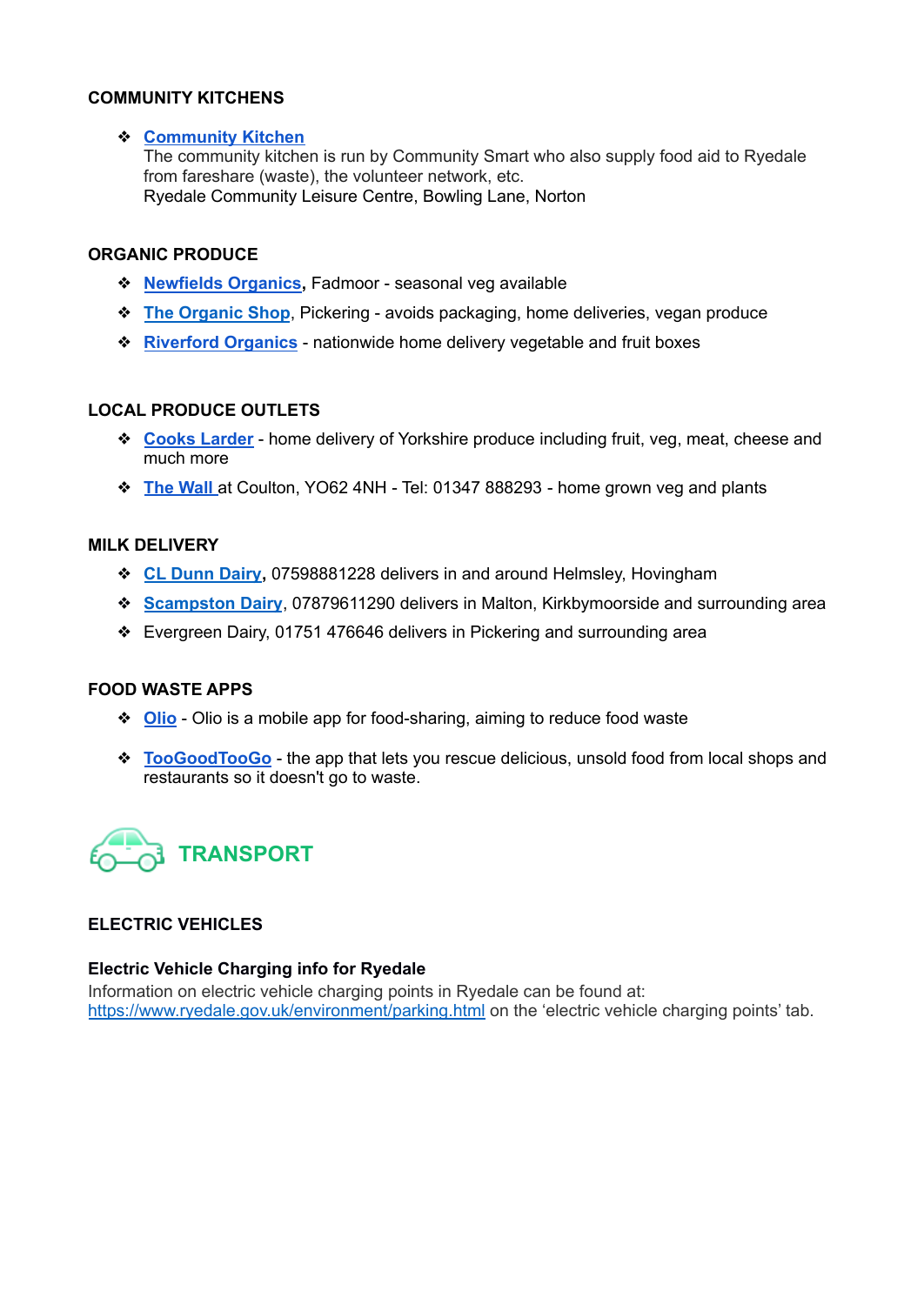### COMMUNITY KITCHENS

- **Community Kitchen**
  The community kitchen is run by Community Smart who also supply food aid to Ryedale from fareshare (waste), the volunteer network, etc.
  Ryedale Community Leisure Centre, Bowling Lane, Norton

### ORGANIC PRODUCE

- **Newfields Organics**, Fadmoor - seasonal veg available
- **The Organic Shop**, Pickering - avoids packaging, home deliveries, vegan produce
- **Riverford Organics** - nationwide home delivery vegetable and fruit boxes

### LOCAL PRODUCE OUTLETS

- **Cooks Larder** - home delivery of Yorkshire produce including fruit, veg, meat, cheese and much more
- **The Wall** at Coulton, YO62 4NH - Tel: 01347 888293 - home grown veg and plants

### MILK DELIVERY

- **CL Dunn Dairy**, 07598881228 delivers in and around Helmsley, Hovingham
- **Scampston Dairy**, 07879611290 delivers in Malton, Kirkbymoorside and surrounding area
- Evergreen Dairy, 01751 476646 delivers in Pickering and surrounding area

### FOOD WASTE APPS

- **Olio** - Olio is a mobile app for food-sharing, aiming to reduce food waste
- **TooGoodTooGo** - the app that lets you rescue delicious, unsold food from local shops and restaurants so it doesn't go to waste.

## TRANSPORT

### ELECTRIC VEHICLES

**Electric Vehicle Charging info for Ryedale**

Information on electric vehicle charging points in Ryedale can be found at: https://www.ryedale.gov.uk/environment/parking.html on the 'electric vehicle charging points' tab.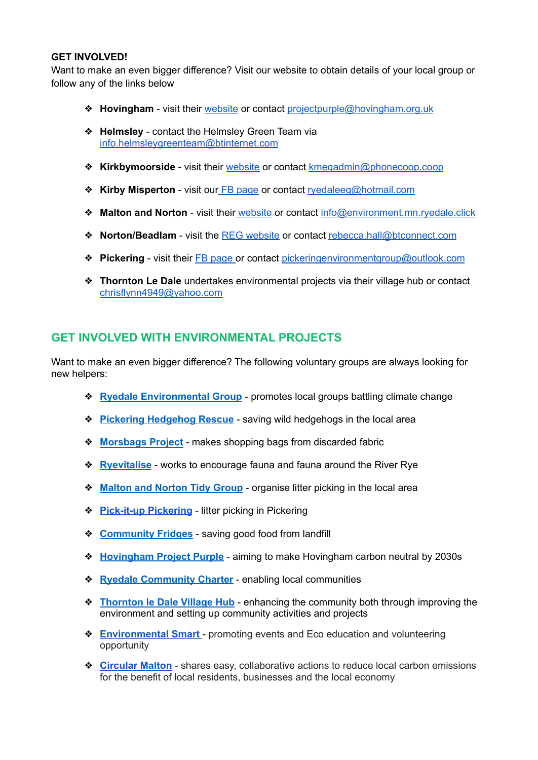**GET INVOLVED!**

Want to make an even bigger difference? Visit our website to obtain details of your local group or follow any of the links below

- **Hovingham** - visit their website or contact projectpurple@hovingham.org.uk
- **Helmsley** - contact the Helmsley Green Team via info.helmsleygreenteam@btinternet.com
- **Kirkbymoorside** - visit their website or contact kmegadmin@phonecoop.coop
- **Kirby Misperton** - visit our FB page or contact ryedaleeg@hotmail.com
- **Malton and Norton** - visit their website or contact info@environment.mn.ryedale.click
- **Norton/Beadlam** - visit the REG website or contact rebecca.hall@btconnect.com
- **Pickering** - visit their FB page or contact pickeringenvironmentgroup@outlook.com
- **Thornton Le Dale** undertakes environmental projects via their village hub or contact chrisflynn4949@yahoo.com

## GET INVOLVED WITH ENVIRONMENTAL PROJECTS

Want to make an even bigger difference? The following voluntary groups are always looking for new helpers:

- **Ryedale Environmental Group** - promotes local groups battling climate change
- **Pickering Hedgehog Rescue** - saving wild hedgehogs in the local area
- **Morsbags Project** - makes shopping bags from discarded fabric
- **Ryevitalise** - works to encourage fauna and fauna around the River Rye
- **Malton and Norton Tidy Group** - organise litter picking in the local area
- **Pick-it-up Pickering** - litter picking in Pickering
- **Community Fridges** - saving good food from landfill
- **Hovingham Project Purple** - aiming to make Hovingham carbon neutral by 2030s
- **Ryedale Community Charter** - enabling local communities
- **Thornton le Dale Village Hub** - enhancing the community both through improving the environment and setting up community activities and projects
- **Environmental Smart** - promoting events and Eco education and volunteering opportunity
- **Circular Malton** - shares easy, collaborative actions to reduce local carbon emissions for the benefit of local residents, businesses and the local economy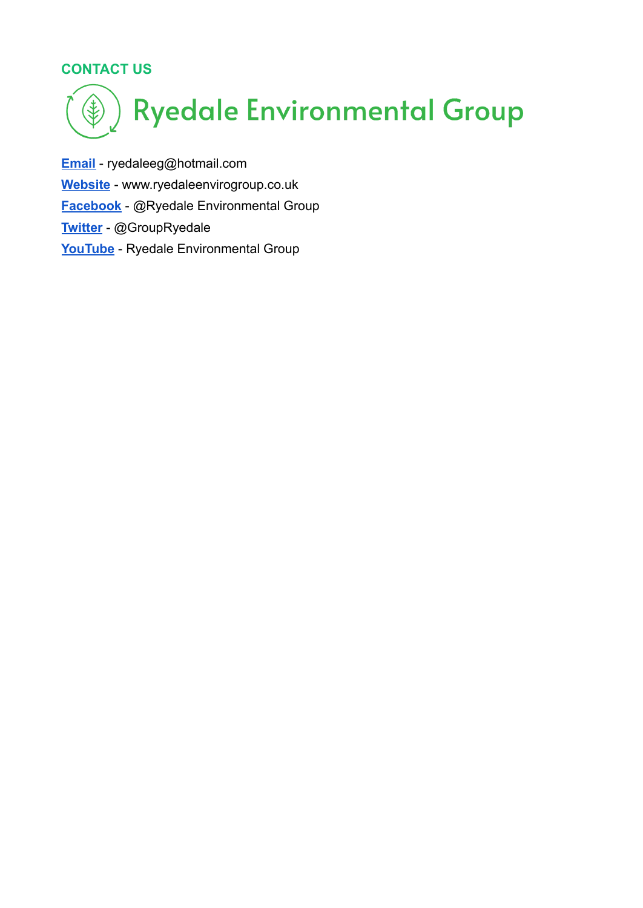## CONTACT US

# Ryedale Environmental Group

**Email** - ryedaleeg@hotmail.com

**Website** - www.ryedaleenvirogroup.co.uk

**Facebook** - @Ryedale Environmental Group

**Twitter** - @GroupRyedale

**YouTube** - Ryedale Environmental Group